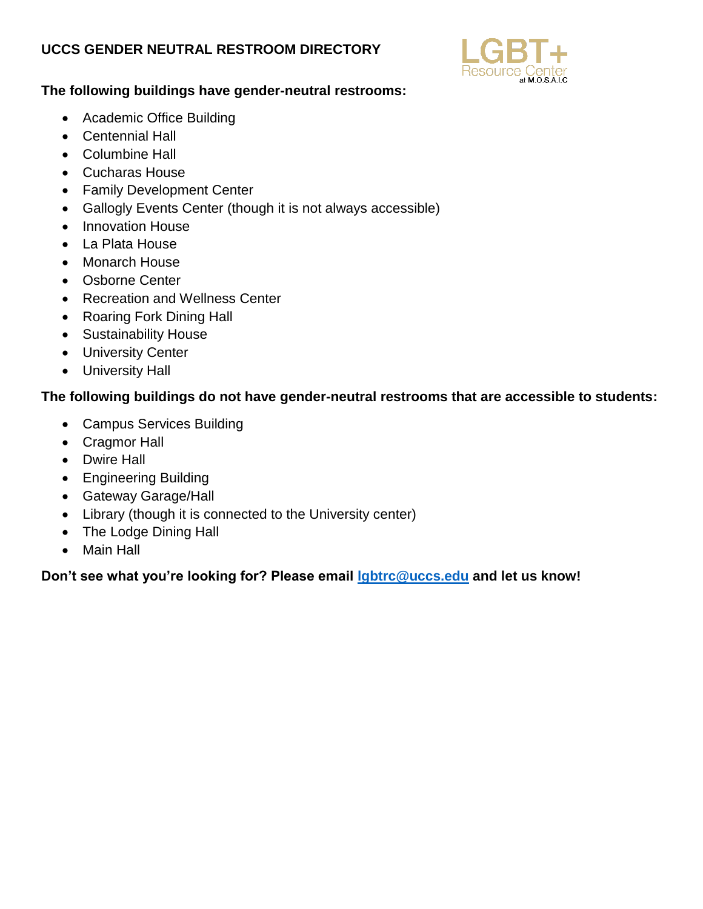# UCCS GENDER NEUTRAL RESTROOM DIRECTORY

LGBT+ Resource Center at M.O.S.A.I.C

**The following buildings have gender-neutral restrooms:**

- Academic Office Building
- Centennial Hall
- Columbine Hall
- Cucharas House
- Family Development Center
- Gallogly Events Center (though it is not always accessible)
- Innovation House
- La Plata House
- Monarch House
- Osborne Center
- Recreation and Wellness Center
- Roaring Fork Dining Hall
- Sustainability House
- University Center
- University Hall

**The following buildings do not have gender-neutral restrooms that are accessible to students:**

- Campus Services Building
- Cragmor Hall
- Dwire Hall
- Engineering Building
- Gateway Garage/Hall
- Library (though it is connected to the University center)
- The Lodge Dining Hall
- Main Hall

**Don't see what you're looking for? Please email [lgbtrc@uccs.edu](mailto:lgbtrc@uccs.edu) and let us know!**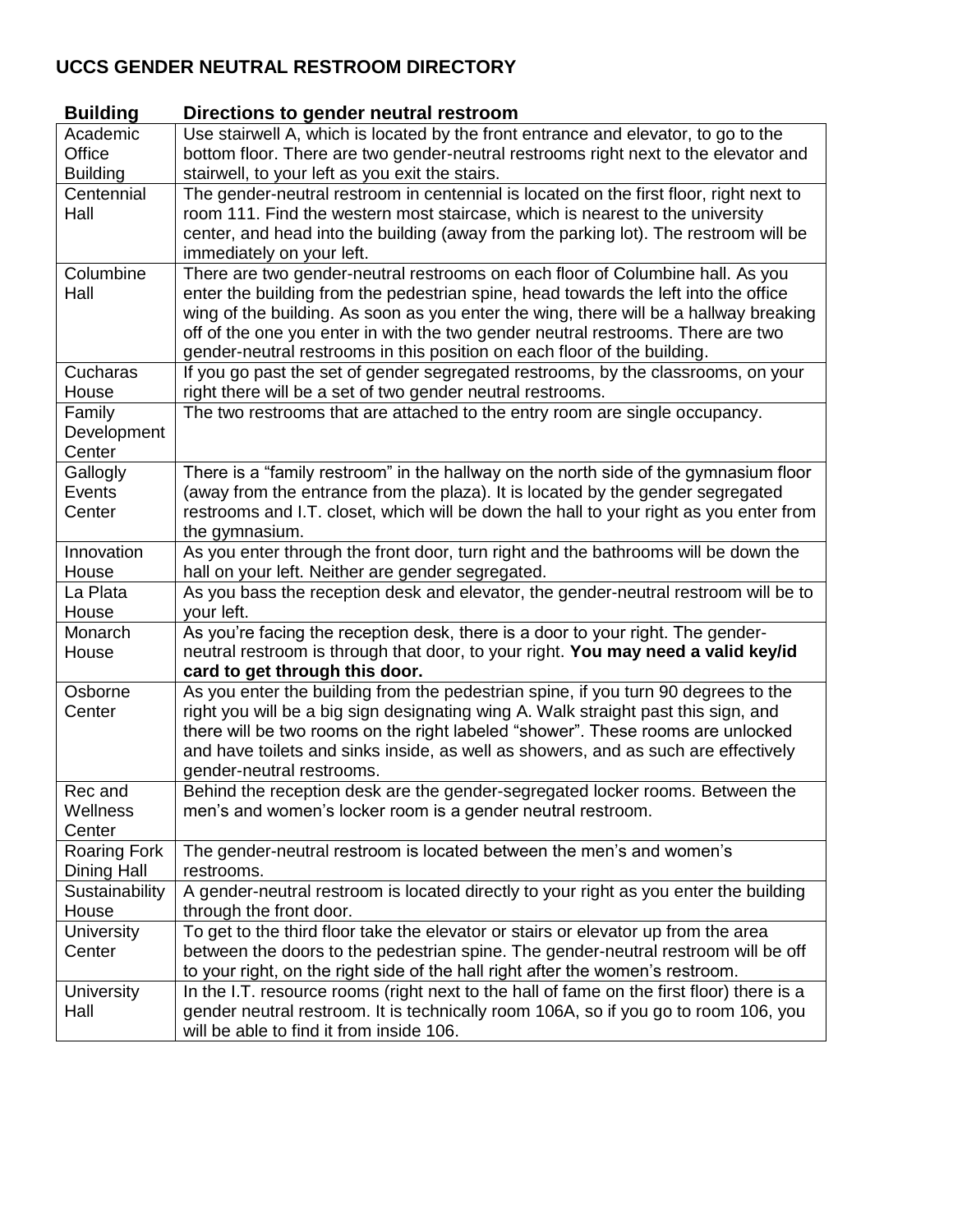# UCCS GENDER NEUTRAL RESTROOM DIRECTORY

| Building | Directions to gender neutral restroom |
|---|---|
| Academic Office Building | Use stairwell A, which is located by the front entrance and elevator, to go to the bottom floor. There are two gender-neutral restrooms right next to the elevator and stairwell, to your left as you exit the stairs. |
| Centennial Hall | The gender-neutral restroom in centennial is located on the first floor, right next to room 111. Find the western most staircase, which is nearest to the university center, and head into the building (away from the parking lot). The restroom will be immediately on your left. |
| Columbine Hall | There are two gender-neutral restrooms on each floor of Columbine hall. As you enter the building from the pedestrian spine, head towards the left into the office wing of the building. As soon as you enter the wing, there will be a hallway breaking off of the one you enter in with the two gender neutral restrooms. There are two gender-neutral restrooms in this position on each floor of the building. |
| Cucharas House | If you go past the set of gender segregated restrooms, by the classrooms, on your right there will be a set of two gender neutral restrooms. |
| Family Development Center | The two restrooms that are attached to the entry room are single occupancy. |
| Gallogly Events Center | There is a "family restroom" in the hallway on the north side of the gymnasium floor (away from the entrance from the plaza). It is located by the gender segregated restrooms and I.T. closet, which will be down the hall to your right as you enter from the gymnasium. |
| Innovation House | As you enter through the front door, turn right and the bathrooms will be down the hall on your left. Neither are gender segregated. |
| La Plata House | As you bass the reception desk and elevator, the gender-neutral restroom will be to your left. |
| Monarch House | As you're facing the reception desk, there is a door to your right. The gender-neutral restroom is through that door, to your right. **You may need a valid key/id card to get through this door.** |
| Osborne Center | As you enter the building from the pedestrian spine, if you turn 90 degrees to the right you will be a big sign designating wing A. Walk straight past this sign, and there will be two rooms on the right labeled "shower". These rooms are unlocked and have toilets and sinks inside, as well as showers, and as such are effectively gender-neutral restrooms. |
| Rec and Wellness Center | Behind the reception desk are the gender-segregated locker rooms. Between the men's and women's locker room is a gender neutral restroom. |
| Roaring Fork Dining Hall | The gender-neutral restroom is located between the men's and women's restrooms. |
| Sustainability House | A gender-neutral restroom is located directly to your right as you enter the building through the front door. |
| University Center | To get to the third floor take the elevator or stairs or elevator up from the area between the doors to the pedestrian spine. The gender-neutral restroom will be off to your right, on the right side of the hall right after the women's restroom. |
| University Hall | In the I.T. resource rooms (right next to the hall of fame on the first floor) there is a gender neutral restroom. It is technically room 106A, so if you go to room 106, you will be able to find it from inside 106. |